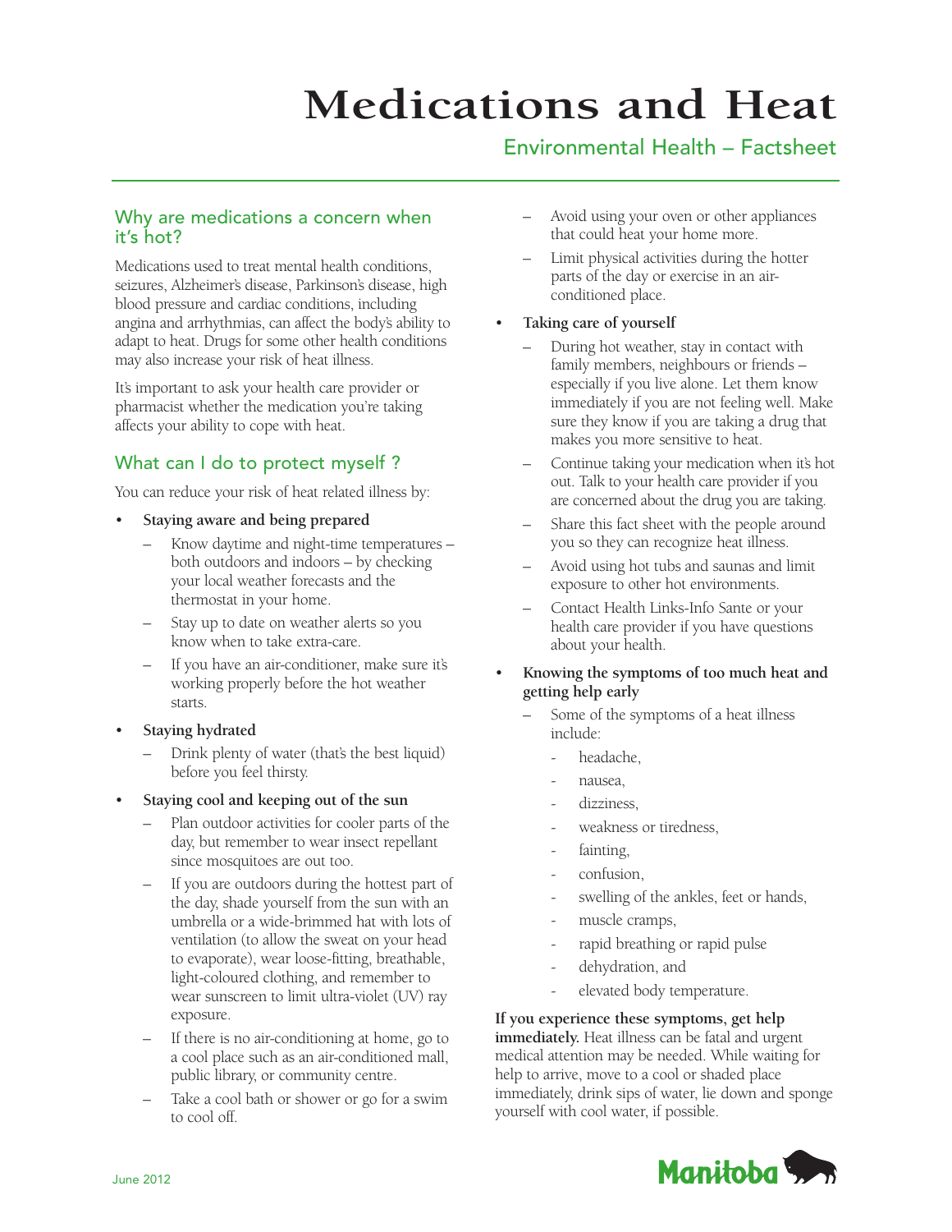# Medications and Heat

Environmental Health – Factsheet

## Why are medications a concern when it's hot?

Medications used to treat mental health conditions, seizures, Alzheimer's disease, Parkinson's disease, high blood pressure and cardiac conditions, including angina and arrhythmias, can affect the body's ability to adapt to heat. Drugs for some other health conditions may also increase your risk of heat illness.

It's important to ask your health care provider or pharmacist whether the medication you're taking affects your ability to cope with heat.

## What can I do to protect myself ?

You can reduce your risk of heat related illness by:

- **Staying aware and being prepared**
  - Know daytime and night-time temperatures – both outdoors and indoors – by checking your local weather forecasts and the thermostat in your home.
  - Stay up to date on weather alerts so you know when to take extra-care.
  - If you have an air-conditioner, make sure it's working properly before the hot weather starts.
- **Staying hydrated**
  - Drink plenty of water (that's the best liquid) before you feel thirsty.
- **Staying cool and keeping out of the sun**
  - Plan outdoor activities for cooler parts of the day, but remember to wear insect repellant since mosquitoes are out too.
  - If you are outdoors during the hottest part of the day, shade yourself from the sun with an umbrella or a wide-brimmed hat with lots of ventilation (to allow the sweat on your head to evaporate), wear loose-fitting, breathable, light-coloured clothing, and remember to wear sunscreen to limit ultra-violet (UV) ray exposure.
  - If there is no air-conditioning at home, go to a cool place such as an air-conditioned mall, public library, or community centre.
  - Take a cool bath or shower or go for a swim to cool off.
  - Avoid using your oven or other appliances that could heat your home more.
  - Limit physical activities during the hotter parts of the day or exercise in an air-conditioned place.
- **Taking care of yourself**
  - During hot weather, stay in contact with family members, neighbours or friends – especially if you live alone. Let them know immediately if you are not feeling well. Make sure they know if you are taking a drug that makes you more sensitive to heat.
  - Continue taking your medication when it's hot out. Talk to your health care provider if you are concerned about the drug you are taking.
  - Share this fact sheet with the people around you so they can recognize heat illness.
  - Avoid using hot tubs and saunas and limit exposure to other hot environments.
  - Contact Health Links-Info Sante or your health care provider if you have questions about your health.
- **Knowing the symptoms of too much heat and getting help early**
  - Some of the symptoms of a heat illness include:
    - headache,
    - nausea,
    - dizziness,
    - weakness or tiredness,
    - fainting,
    - confusion,
    - swelling of the ankles, feet or hands,
    - muscle cramps,
    - rapid breathing or rapid pulse
    - dehydration, and
    - elevated body temperature.

**If you experience these symptoms, get help immediately.** Heat illness can be fatal and urgent medical attention may be needed. While waiting for help to arrive, move to a cool or shaded place immediately, drink sips of water, lie down and sponge yourself with cool water, if possible.

June 2012

Manitoba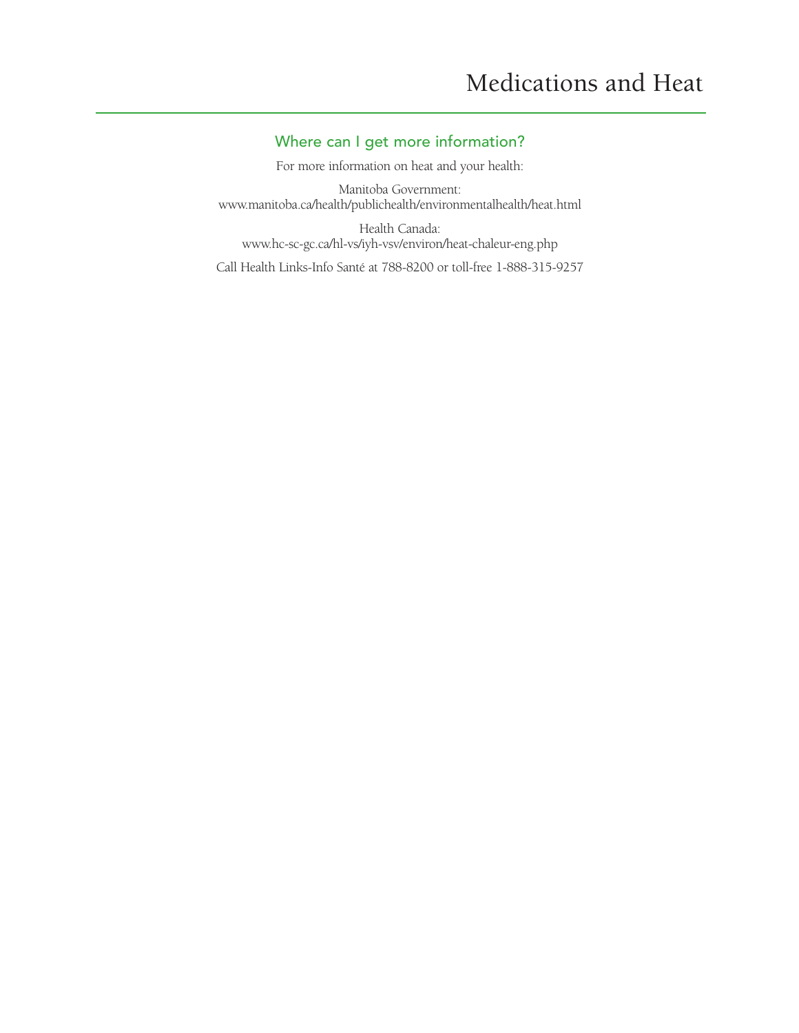## Where can I get more information?

For more information on heat and your health:

Manitoba Government:
www.manitoba.ca/health/publichealth/environmentalhealth/heat.html

Health Canada:
www.hc-sc-gc.ca/hl-vs/iyh-vsv/environ/heat-chaleur-eng.php

Call Health Links-Info Santé at 788-8200 or toll-free 1-888-315-9257